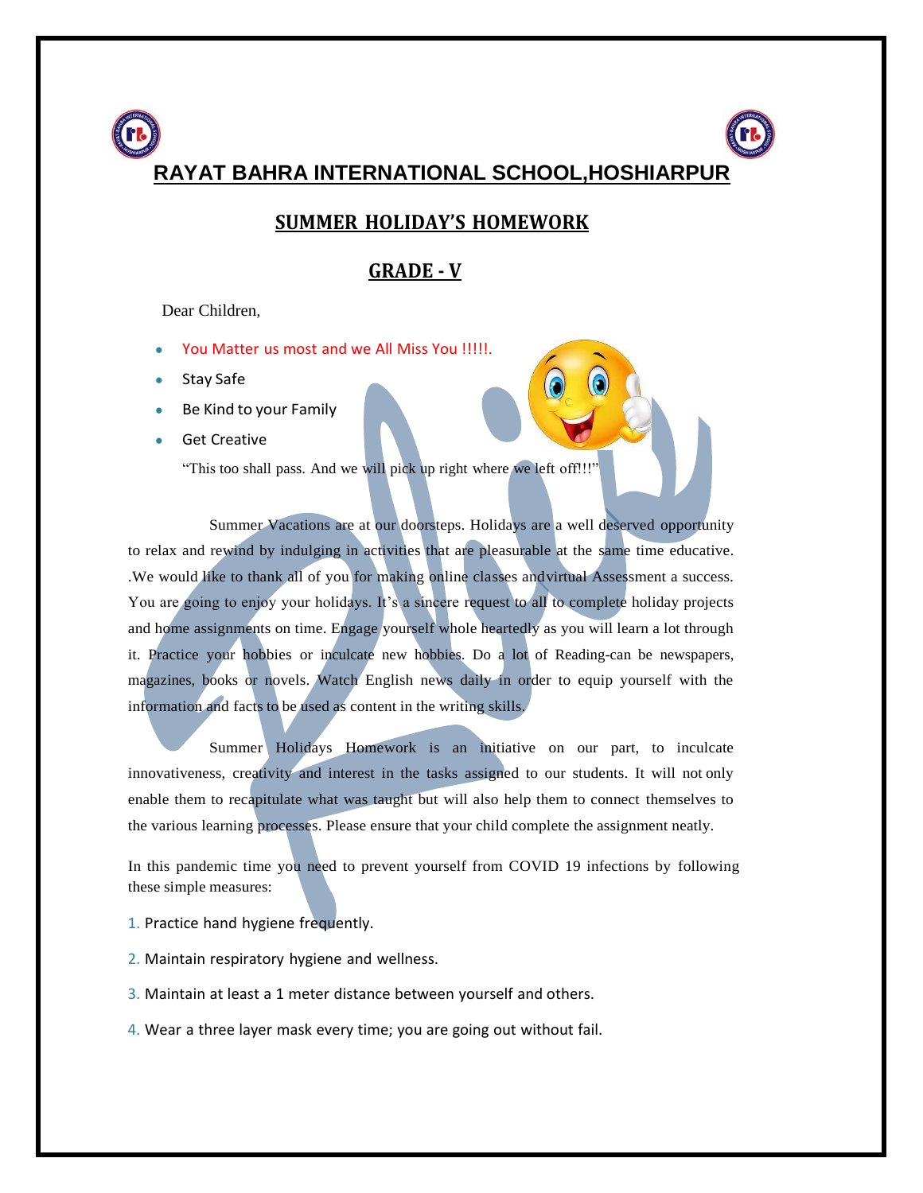# RAYAT BAHRA INTERNATIONAL SCHOOL,HOSHIARPUR

## SUMMER HOLIDAY'S HOMEWORK

## GRADE - V

Dear Children,

- You Matter us most and we All Miss You !!!!!.
- Stay Safe
- Be Kind to your Family
- Get Creative

"This too shall pass. And we will pick up right where we left off!!!"

Summer Vacations are at our doorsteps. Holidays are a well deserved opportunity to relax and rewind by indulging in activities that are pleasurable at the same time educative. .We would like to thank all of you for making online classes and virtual Assessment a success. You are going to enjoy your holidays. It's a sincere request to all to complete holiday projects and home assignments on time. Engage yourself whole heartedly as you will learn a lot through it. Practice your hobbies or inculcate new hobbies. Do a lot of Reading-can be newspapers, magazines, books or novels. Watch English news daily in order to equip yourself with the information and facts to be used as content in the writing skills.

Summer Holidays Homework is an initiative on our part, to inculcate innovativeness, creativity and interest in the tasks assigned to our students. It will not only enable them to recapitulate what was taught but will also help them to connect themselves to the various learning processes. Please ensure that your child complete the assignment neatly.

In this pandemic time you need to prevent yourself from COVID 19 infections by following these simple measures:

1. Practice hand hygiene frequently.
2. Maintain respiratory hygiene and wellness.
3. Maintain at least a 1 meter distance between yourself and others.
4. Wear a three layer mask every time; you are going out without fail.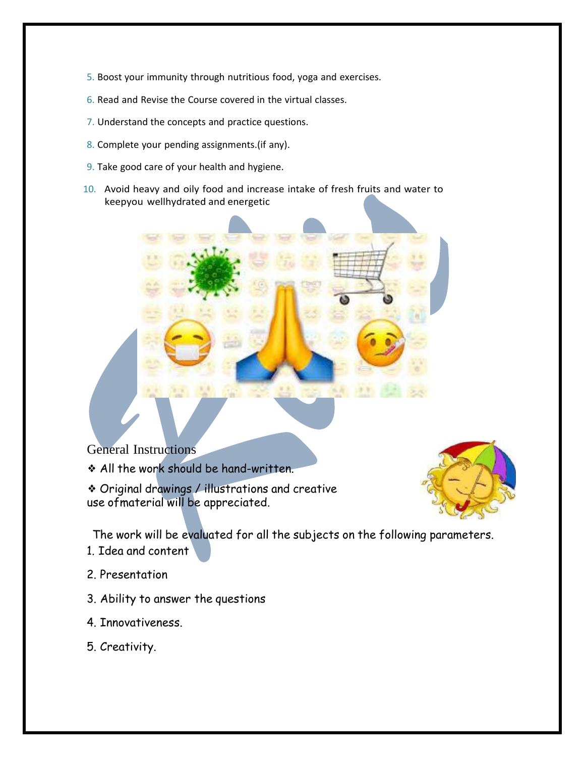5. Boost your immunity through nutritious food, yoga and exercises.
6. Read and Revise the Course covered in the virtual classes.
7. Understand the concepts and practice questions.
8. Complete your pending assignments.(if any).
9. Take good care of your health and hygiene.
10. Avoid heavy and oily food and increase intake of fresh fruits and water to keepyou wellhydrated and energetic

General Instructions

❖ All the work should be hand-written.

❖ Original drawings / illustrations and creative use ofmaterial will be appreciated.

The work will be evaluated for all the subjects on the following parameters.

1. Idea and content
2. Presentation
3. Ability to answer the questions
4. Innovativeness.
5. Creativity.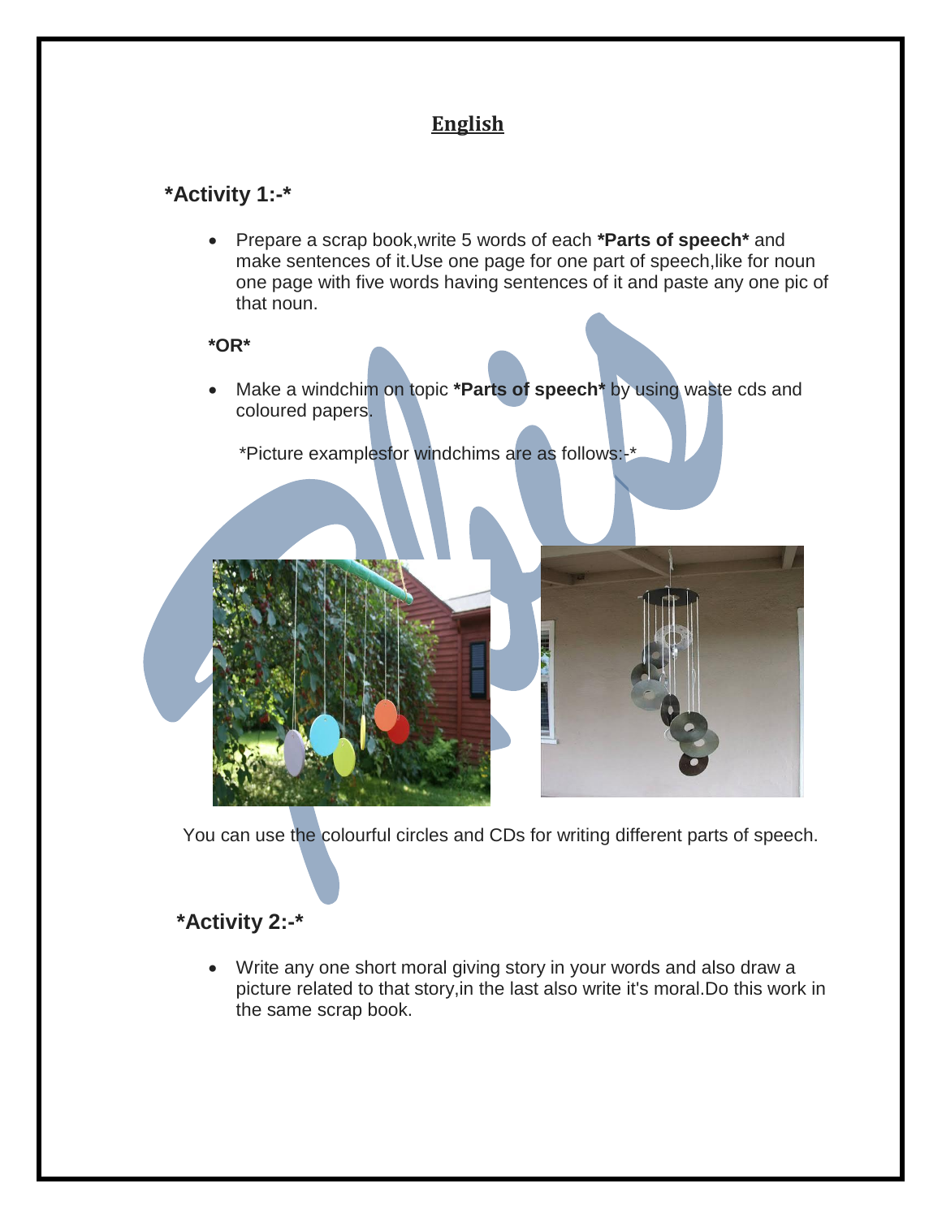# English

## *Activity 1:-*

- Prepare a scrap book,write 5 words of each ***Parts of speech*** and make sentences of it.Use one page for one part of speech,like for noun one page with five words having sentences of it and paste any one pic of that noun.

***OR***

- Make a windchim on topic ***Parts of speech*** by using waste cds and coloured papers.

  *Picture examplesfor windchims are as follows:-*

You can use the colourful circles and CDs for writing different parts of speech.

## *Activity 2:-*

- Write any one short moral giving story in your words and also draw a picture related to that story,in the last also write it's moral.Do this work in the same scrap book.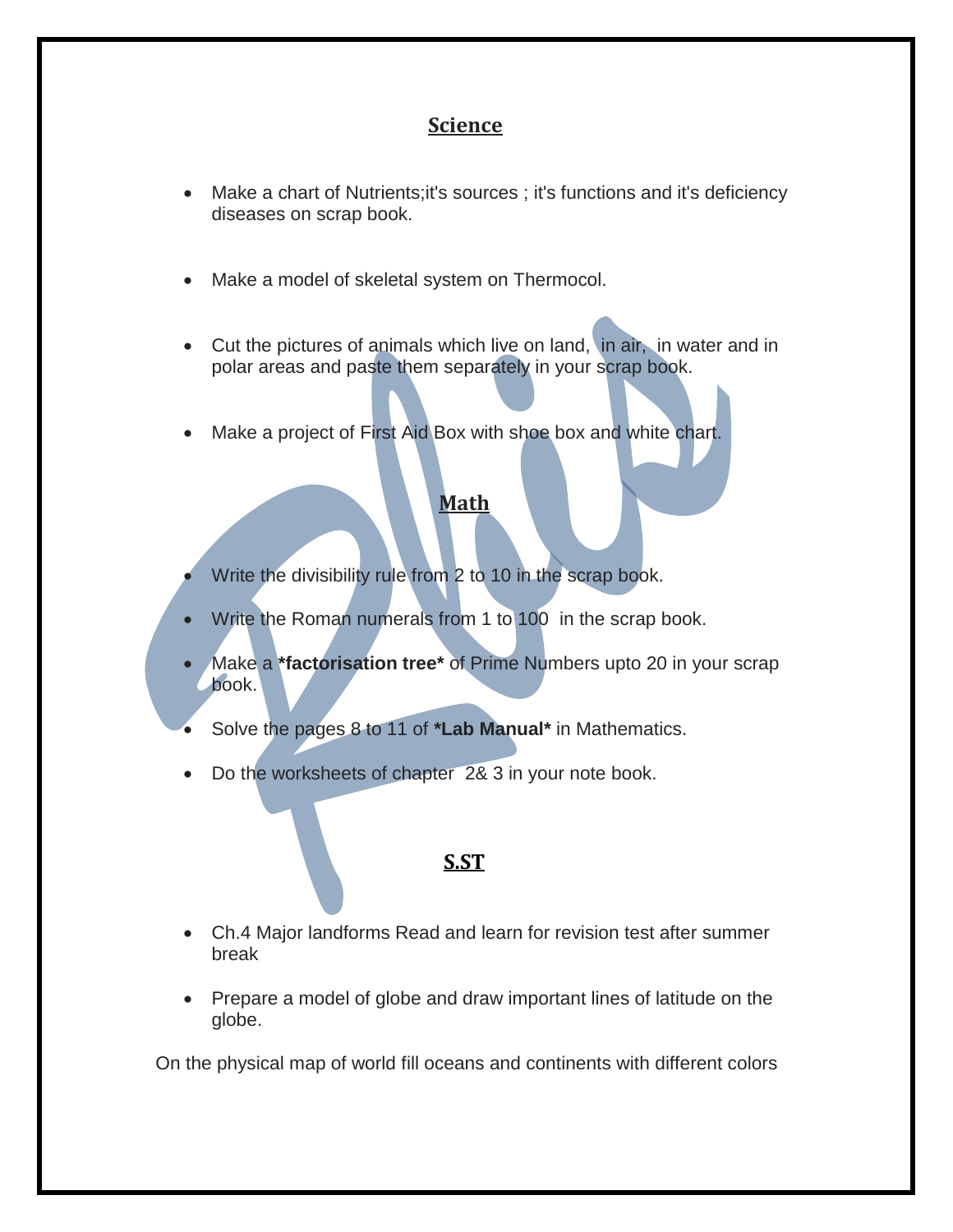## Science

- Make a chart of Nutrients;it's sources ; it's functions and it's deficiency diseases on scrap book.
- Make a model of skeletal system on Thermocol.
- Cut the pictures of animals which live on land, in air, in water and in polar areas and paste them separately in your scrap book.
- Make a project of First Aid Box with shoe box and white chart.

## Math

- Write the divisibility rule from 2 to 10 in the scrap book.
- Write the Roman numerals from 1 to 100 in the scrap book.
- Make a ***factorisation tree*** of Prime Numbers upto 20 in your scrap book.
- Solve the pages 8 to 11 of ***Lab Manual*** in Mathematics.
- Do the worksheets of chapter 2& 3 in your note book.

## S.ST

- Ch.4 Major landforms Read and learn for revision test after summer break
- Prepare a model of globe and draw important lines of latitude on the globe.

On the physical map of world fill oceans and continents with different colors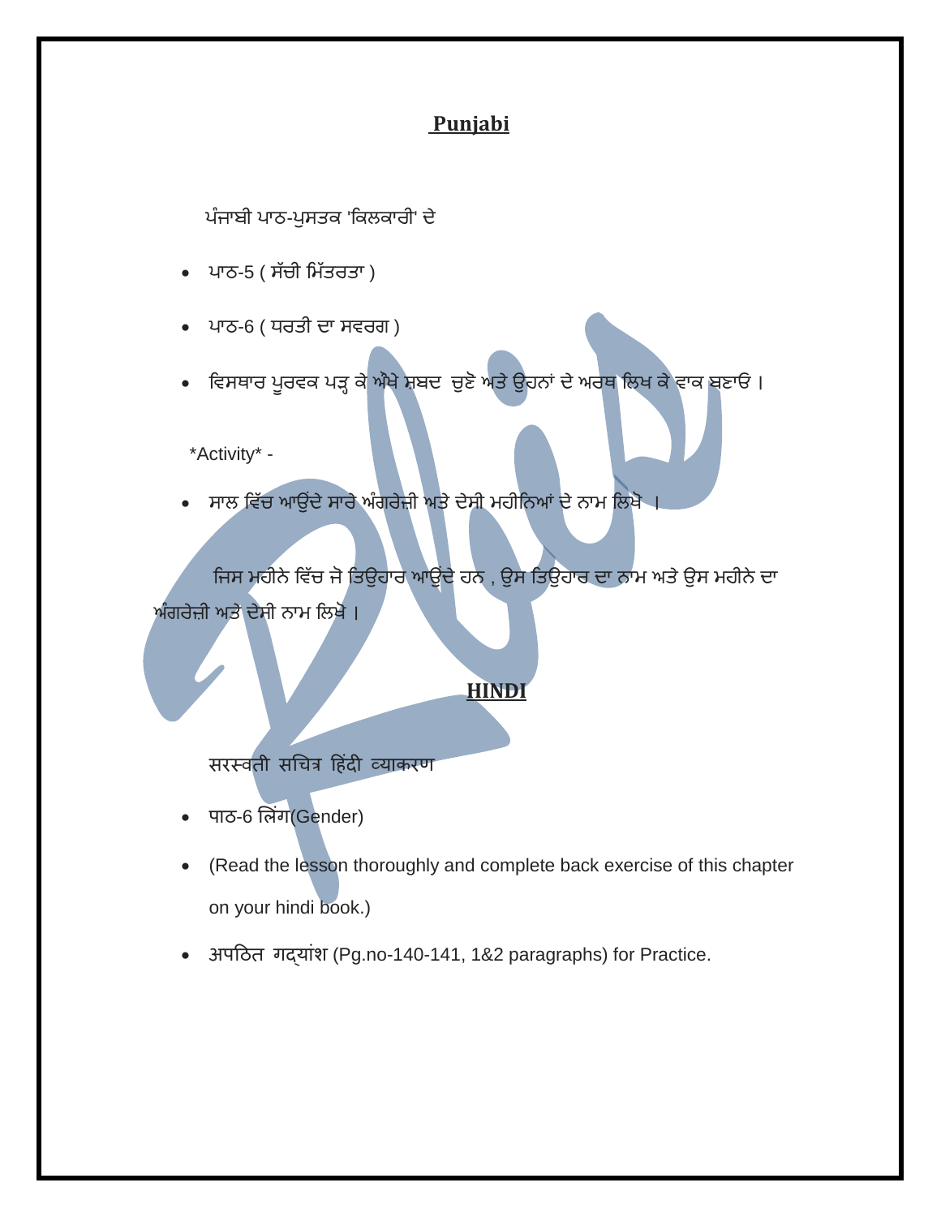## Punjabi

ਪੰਜਾਬੀ ਪਾਠ-ਪੁਸਤਕ 'ਕਿਲਕਾਰੀ' ਦੇ

- ਪਾਠ-5 ( ਸੱਚੀ ਮਿੱਤਰਤਾ )
- ਪਾਠ-6 ( ਧਰਤੀ ਦਾ ਸਵਰਗ )
- ਵਿਸਥਾਰ ਪੂਰਵਕ ਪੜ੍ਹ ਕੇ ਔਖੇ ਸ਼ਬਦ ਚੁਣੋ ਅਤੇ ਉਹਨਾਂ ਦੇ ਅਰਥ ਲਿਖ ਕੇ ਵਾਕ ਬਣਾਓ ।

*Activity* -

- ਸਾਲ ਵਿੱਚ ਆਉਂਦੇ ਸਾਰੇ ਅੰਗਰੇਜ਼ੀ ਅਤੇ ਦੇਸੀ ਮਹੀਨਿਆਂ ਦੇ ਨਾਮ ਲਿਖੋ ।

ਜਿਸ ਮਹੀਨੇ ਵਿੱਚ ਜੋ ਤਿਉਹਾਰ ਆਉਂਦੇ ਹਨ , ਉਸ ਤਿਉਹਾਰ ਦਾ ਨਾਮ ਅਤੇ ਉਸ ਮਹੀਨੇ ਦਾ ਅੰਗਰੇਜ਼ੀ ਅਤੇ ਦੇਸੀ ਨਾਮ ਲਿਖੋ ।

## HINDI

सरस्वती सचित्र हिंदी व्याकरण

- पाठ-6 लिंग(Gender)
- (Read the lesson thoroughly and complete back exercise of this chapter on your hindi book.)
- अपठित गद्यांश (Pg.no-140-141, 1&2 paragraphs) for Practice.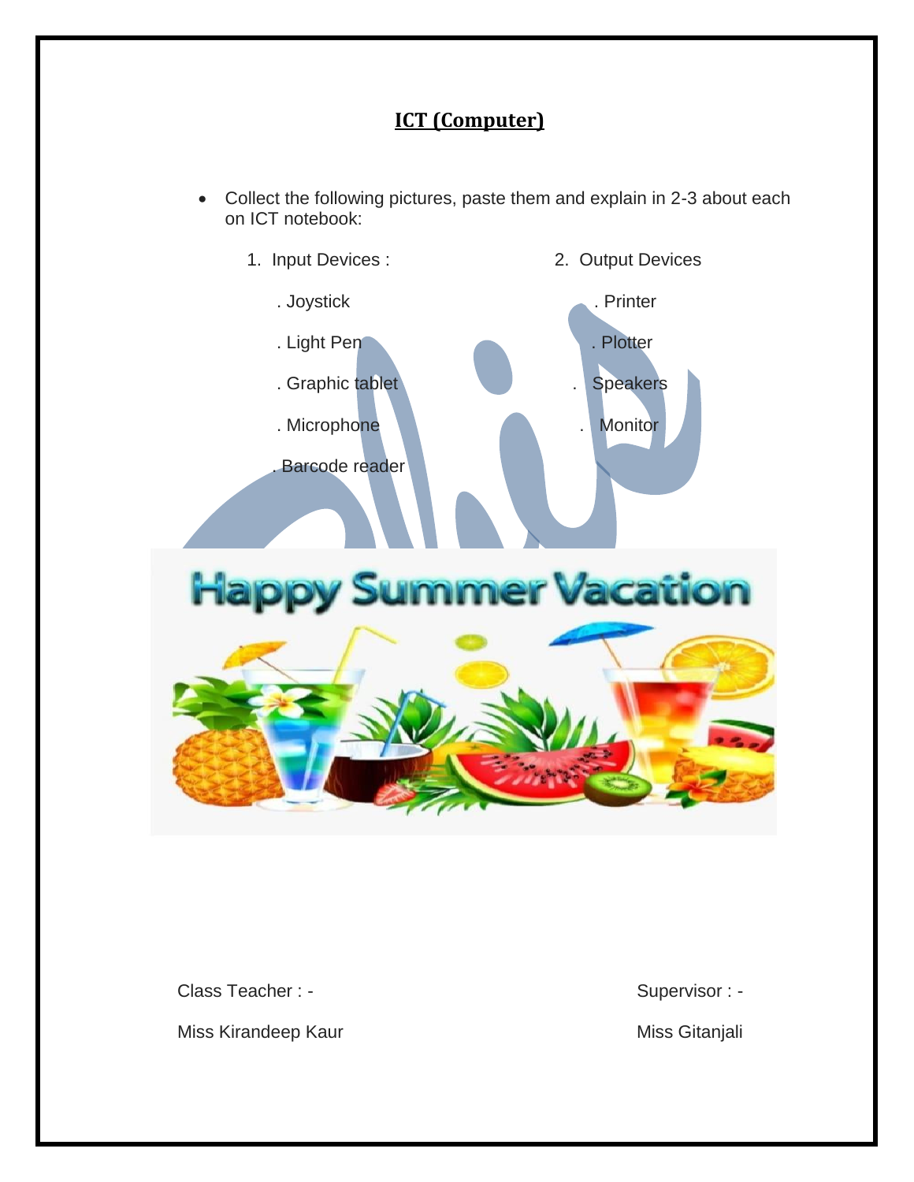## ICT (Computer)

- Collect the following pictures, paste them and explain in 2-3 about each on ICT notebook:

1. Input Devices :
   - . Joystick
   - . Light Pen
   - . Graphic tablet
   - . Microphone
   - . Barcode reader

2. Output Devices
   - . Printer
   - . Plotter
   - . Speakers
   - . Monitor

Happy Summer Vacation

Class Teacher : -

Miss Kirandeep Kaur

Supervisor : -

Miss Gitanjali